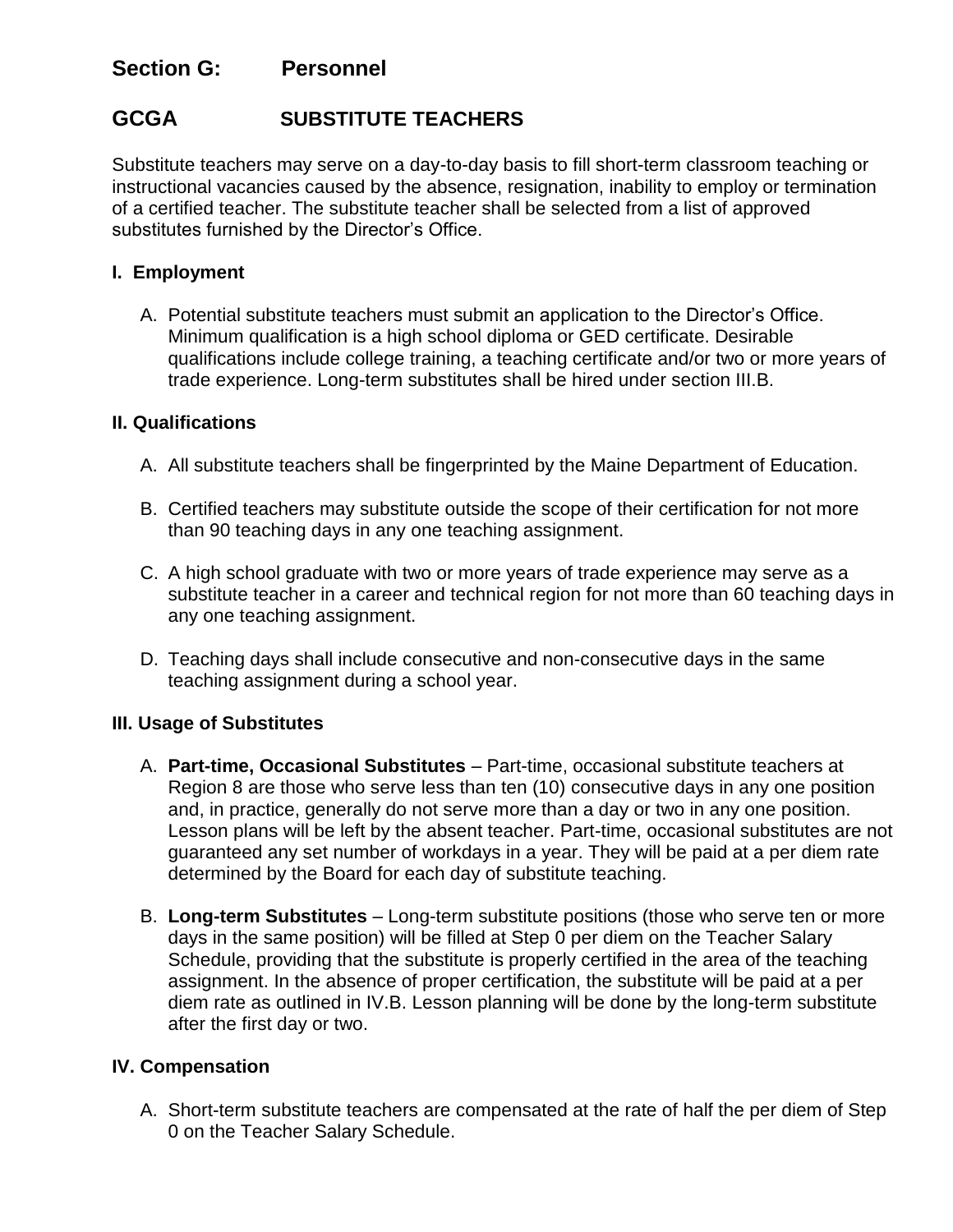## Section G: Personnel

## GCGA SUBSTITUTE TEACHERS

Substitute teachers may serve on a day-to-day basis to fill short-term classroom teaching or instructional vacancies caused by the absence, resignation, inability to employ or termination of a certified teacher. The substitute teacher shall be selected from a list of approved substitutes furnished by the Director's Office.

### I. Employment

A. Potential substitute teachers must submit an application to the Director's Office. Minimum qualification is a high school diploma or GED certificate. Desirable qualifications include college training, a teaching certificate and/or two or more years of trade experience. Long-term substitutes shall be hired under section III.B.

### II. Qualifications

A. All substitute teachers shall be fingerprinted by the Maine Department of Education.

B. Certified teachers may substitute outside the scope of their certification for not more than 90 teaching days in any one teaching assignment.

C. A high school graduate with two or more years of trade experience may serve as a substitute teacher in a career and technical region for not more than 60 teaching days in any one teaching assignment.

D. Teaching days shall include consecutive and non-consecutive days in the same teaching assignment during a school year.

### III. Usage of Substitutes

A. **Part-time, Occasional Substitutes** – Part-time, occasional substitute teachers at Region 8 are those who serve less than ten (10) consecutive days in any one position and, in practice, generally do not serve more than a day or two in any one position. Lesson plans will be left by the absent teacher. Part-time, occasional substitutes are not guaranteed any set number of workdays in a year. They will be paid at a per diem rate determined by the Board for each day of substitute teaching.

B. **Long-term Substitutes** – Long-term substitute positions (those who serve ten or more days in the same position) will be filled at Step 0 per diem on the Teacher Salary Schedule, providing that the substitute is properly certified in the area of the teaching assignment. In the absence of proper certification, the substitute will be paid at a per diem rate as outlined in IV.B. Lesson planning will be done by the long-term substitute after the first day or two.

### IV. Compensation

A. Short-term substitute teachers are compensated at the rate of half the per diem of Step 0 on the Teacher Salary Schedule.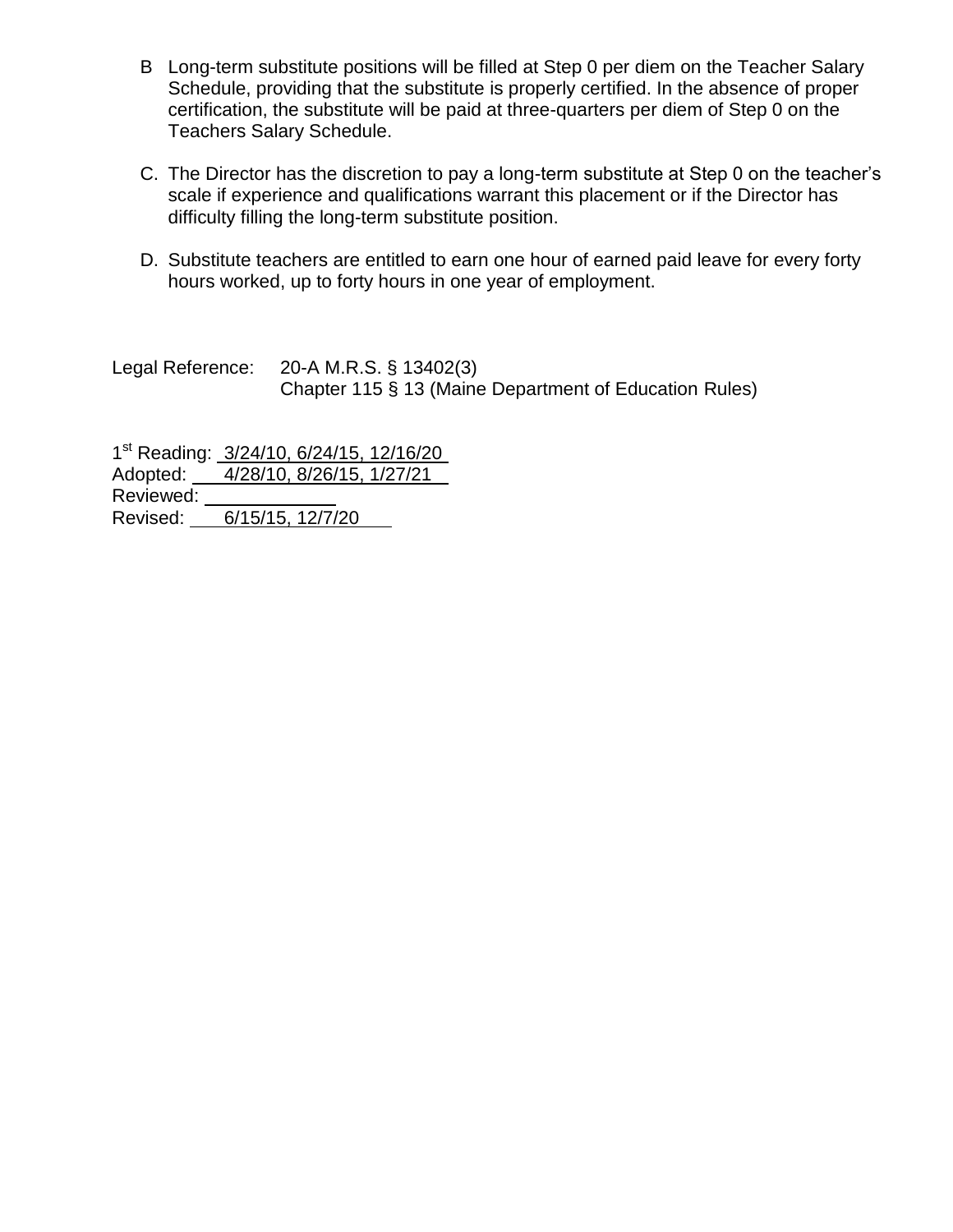B Long-term substitute positions will be filled at Step 0 per diem on the Teacher Salary Schedule, providing that the substitute is properly certified. In the absence of proper certification, the substitute will be paid at three-quarters per diem of Step 0 on the Teachers Salary Schedule.

C. The Director has the discretion to pay a long-term substitute at Step 0 on the teacher's scale if experience and qualifications warrant this placement or if the Director has difficulty filling the long-term substitute position.

D. Substitute teachers are entitled to earn one hour of earned paid leave for every forty hours worked, up to forty hours in one year of employment.

Legal Reference: 20-A M.R.S. § 13402(3)
Chapter 115 § 13 (Maine Department of Education Rules)

1st Reading: 3/24/10, 6/24/15, 12/16/20
Adopted: 4/28/10, 8/26/15, 1/27/21
Reviewed: 
Revised: 6/15/15, 12/7/20